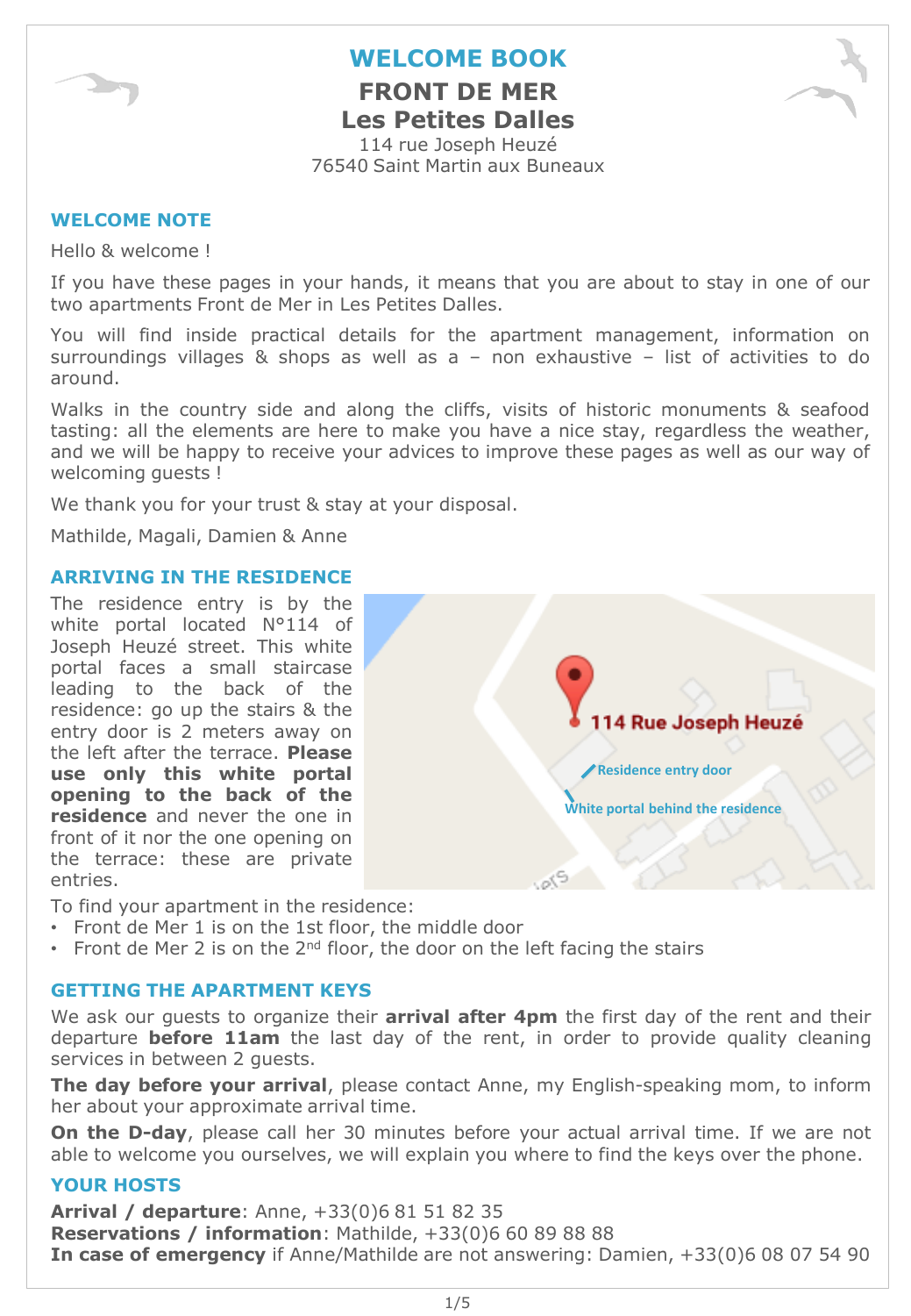# WELCOME BOOK

## FRONT DE MER
## Les Petites Dalles

114 rue Joseph Heuzé
76540 Saint Martin aux Buneaux

### WELCOME NOTE

Hello & welcome !

If you have these pages in your hands, it means that you are about to stay in one of our two apartments Front de Mer in Les Petites Dalles.

You will find inside practical details for the apartment management, information on surroundings villages & shops as well as a – non exhaustive – list of activities to do around.

Walks in the country side and along the cliffs, visits of historic monuments & seafood tasting: all the elements are here to make you have a nice stay, regardless the weather, and we will be happy to receive your advices to improve these pages as well as our way of welcoming guests !

We thank you for your trust & stay at your disposal.

Mathilde, Magali, Damien & Anne

### ARRIVING IN THE RESIDENCE

The residence entry is by the white portal located N°114 of Joseph Heuzé street. This white portal faces a small staircase leading to the back of the residence: go up the stairs & the entry door is 2 meters away on the left after the terrace. **Please use only this white portal opening to the back of the residence** and never the one in front of it nor the one opening on the terrace: these are private entries.

114 Rue Joseph Heuzé
Residence entry door
White portal behind the residence

To find your apartment in the residence:

- Front de Mer 1 is on the 1st floor, the middle door
- Front de Mer 2 is on the 2nd floor, the door on the left facing the stairs

### GETTING THE APARTMENT KEYS

We ask our guests to organize their **arrival after 4pm** the first day of the rent and their departure **before 11am** the last day of the rent, in order to provide quality cleaning services in between 2 guests.

**The day before your arrival**, please contact Anne, my English-speaking mom, to inform her about your approximate arrival time.

**On the D-day**, please call her 30 minutes before your actual arrival time. If we are not able to welcome you ourselves, we will explain you where to find the keys over the phone.

### YOUR HOSTS

**Arrival / departure**: Anne, +33(0)6 81 51 82 35
**Reservations / information**: Mathilde, +33(0)6 60 89 88 88
**In case of emergency** if Anne/Mathilde are not answering: Damien, +33(0)6 08 07 54 90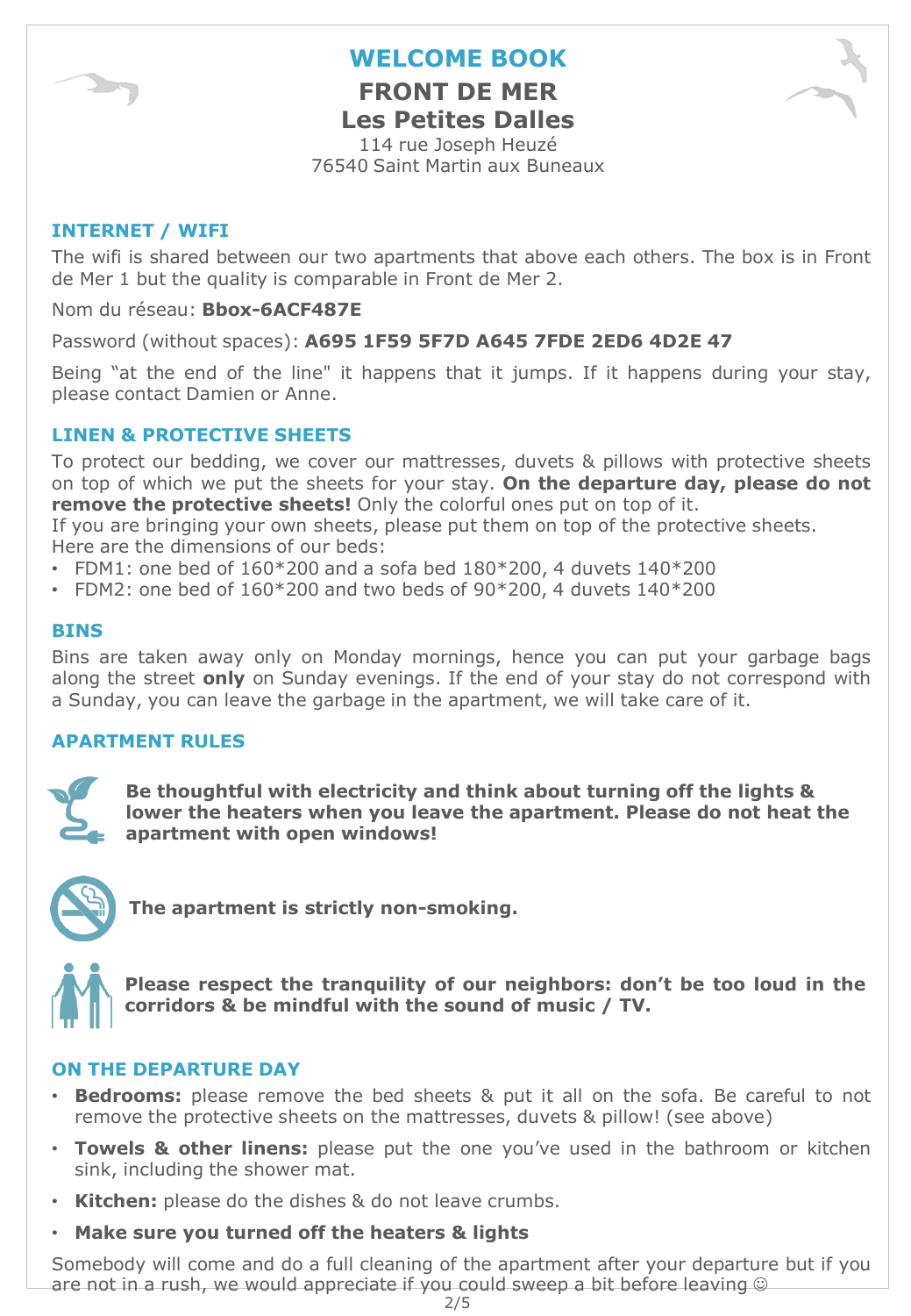# WELCOME BOOK

## FRONT DE MER
## Les Petites Dalles

114 rue Joseph Heuzé
76540 Saint Martin aux Buneaux

### INTERNET / WIFI

The wifi is shared between our two apartments that above each others. The box is in Front de Mer 1 but the quality is comparable in Front de Mer 2.

Nom du réseau: **Bbox-6ACF487E**

Password (without spaces): **A695 1F59 5F7D A645 7FDE 2ED6 4D2E 47**

Being "at the end of the line" it happens that it jumps. If it happens during your stay, please contact Damien or Anne.

### LINEN & PROTECTIVE SHEETS

To protect our bedding, we cover our mattresses, duvets & pillows with protective sheets on top of which we put the sheets for your stay. **On the departure day, please do not remove the protective sheets!** Only the colorful ones put on top of it.
If you are bringing your own sheets, please put them on top of the protective sheets.
Here are the dimensions of our beds:

- FDM1: one bed of 160*200 and a sofa bed 180*200, 4 duvets 140*200
- FDM2: one bed of 160*200 and two beds of 90*200, 4 duvets 140*200

### BINS

Bins are taken away only on Monday mornings, hence you can put your garbage bags along the street **only** on Sunday evenings. If the end of your stay do not correspond with a Sunday, you can leave the garbage in the apartment, we will take care of it.

### APARTMENT RULES

**Be thoughtful with electricity and think about turning off the lights & lower the heaters when you leave the apartment. Please do not heat the apartment with open windows!**

**The apartment is strictly non-smoking.**

**Please respect the tranquility of our neighbors: don't be too loud in the corridors & be mindful with the sound of music / TV.**

### ON THE DEPARTURE DAY

- **Bedrooms:** please remove the bed sheets & put it all on the sofa. Be careful to not remove the protective sheets on the mattresses, duvets & pillow! (see above)
- **Towels & other linens:** please put the one you've used in the bathroom or kitchen sink, including the shower mat.
- **Kitchen:** please do the dishes & do not leave crumbs.
- **Make sure you turned off the heaters & lights**

Somebody will come and do a full cleaning of the apartment after your departure but if you are not in a rush, we would appreciate if you could sweep a bit before leaving ☺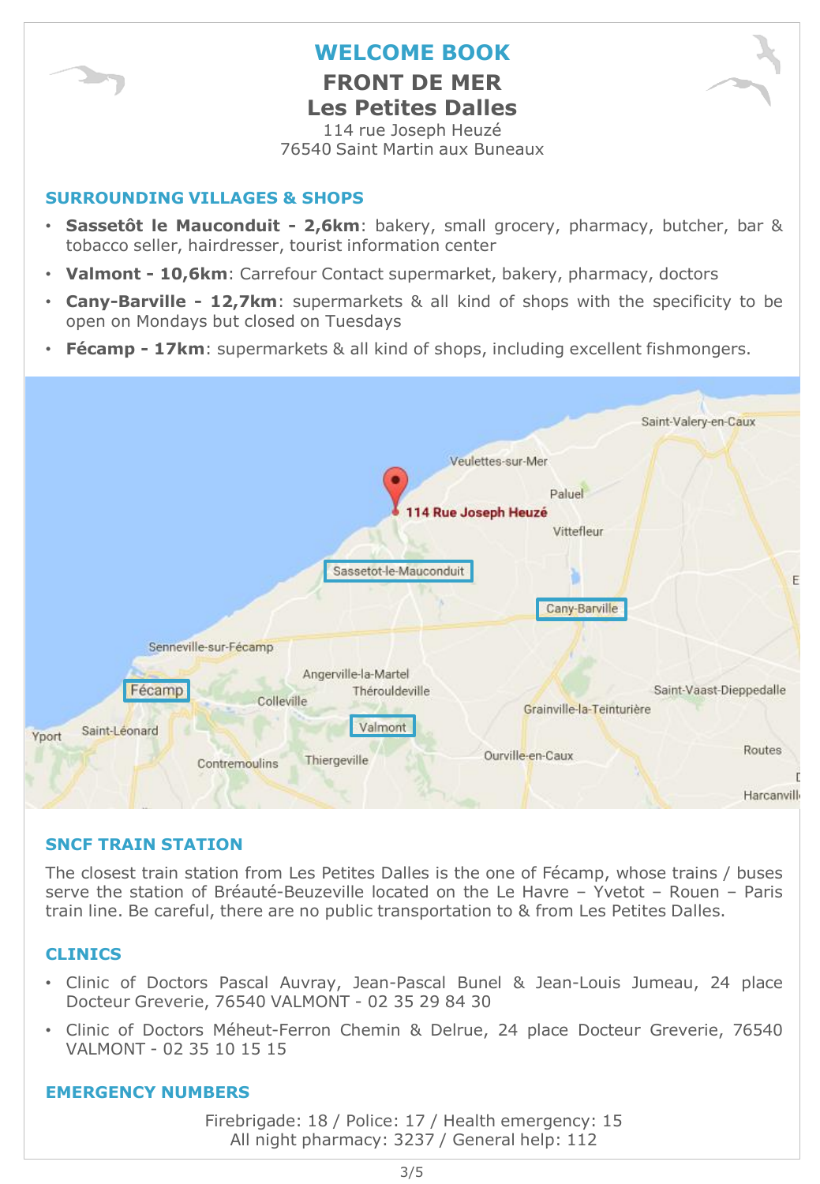# WELCOME BOOK

## FRONT DE MER
## Les Petites Dalles

114 rue Joseph Heuzé
76540 Saint Martin aux Buneaux

### SURROUNDING VILLAGES & SHOPS

- **Sassetôt le Mauconduit - 2,6km**: bakery, small grocery, pharmacy, butcher, bar & tobacco seller, hairdresser, tourist information center
- **Valmont - 10,6km**: Carrefour Contact supermarket, bakery, pharmacy, doctors
- **Cany-Barville - 12,7km**: supermarkets & all kind of shops with the specificity to be open on Mondays but closed on Tuesdays
- **Fécamp - 17km**: supermarkets & all kind of shops, including excellent fishmongers.

### SNCF TRAIN STATION

The closest train station from Les Petites Dalles is the one of Fécamp, whose trains / buses serve the station of Bréauté-Beuzeville located on the Le Havre – Yvetot – Rouen – Paris train line. Be careful, there are no public transportation to & from Les Petites Dalles.

### CLINICS

- Clinic of Doctors Pascal Auvray, Jean-Pascal Bunel & Jean-Louis Jumeau, 24 place Docteur Greverie, 76540 VALMONT - 02 35 29 84 30
- Clinic of Doctors Méheut-Ferron Chemin & Delrue, 24 place Docteur Greverie, 76540 VALMONT - 02 35 10 15 15

### EMERGENCY NUMBERS

Firebrigade: 18 / Police: 17 / Health emergency: 15
All night pharmacy: 3237 / General help: 112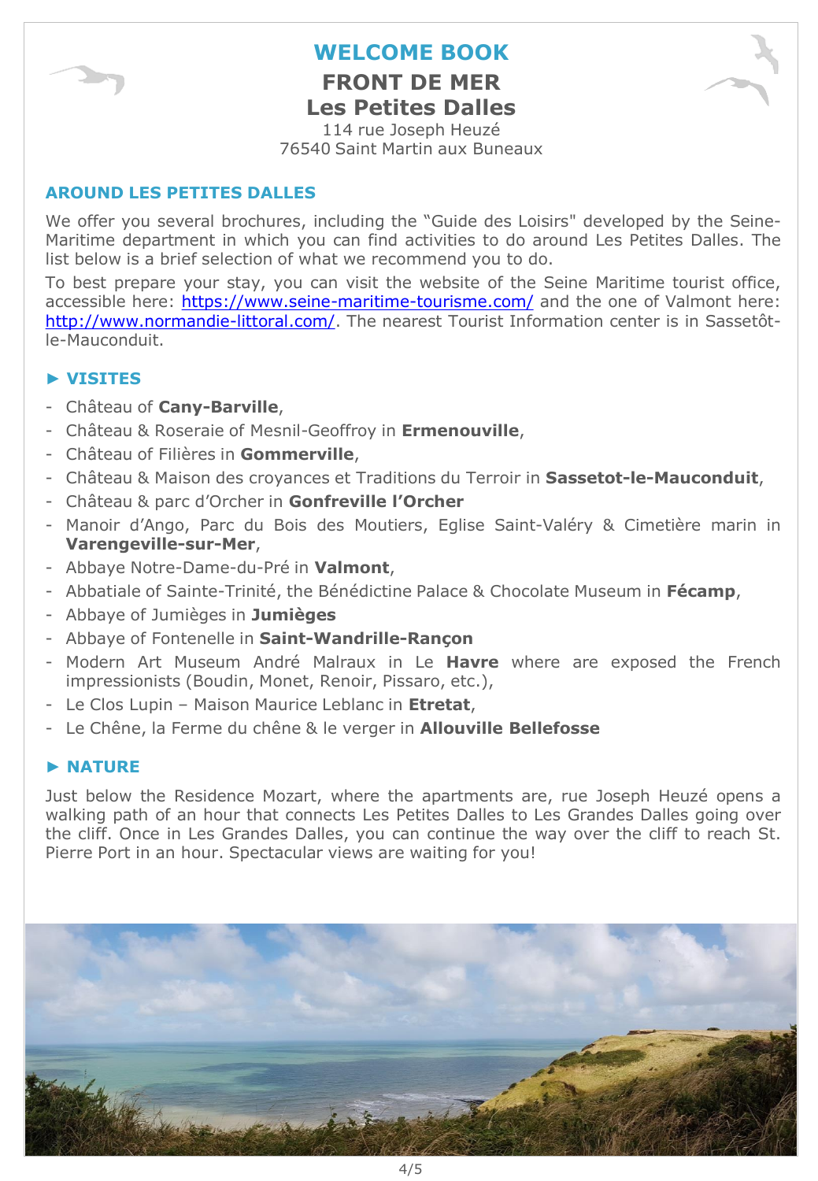# WELCOME BOOK

## FRONT DE MER
## Les Petites Dalles

114 rue Joseph Heuzé
76540 Saint Martin aux Buneaux

### AROUND LES PETITES DALLES

We offer you several brochures, including the "Guide des Loisirs" developed by the Seine-Maritime department in which you can find activities to do around Les Petites Dalles. The list below is a brief selection of what we recommend you to do.

To best prepare your stay, you can visit the website of the Seine Maritime tourist office, accessible here: https://www.seine-maritime-tourisme.com/ and the one of Valmont here: http://www.normandie-littoral.com/. The nearest Tourist Information center is in Sassetôt-le-Mauconduit.

### ► VISITES

- Château of **Cany-Barville**,
- Château & Roseraie of Mesnil-Geoffroy in **Ermenouville**,
- Château of Filières in **Gommerville**,
- Château & Maison des croyances et Traditions du Terroir in **Sassetot-le-Mauconduit**,
- Château & parc d'Orcher in **Gonfreville l'Orcher**
- Manoir d'Ango, Parc du Bois des Moutiers, Eglise Saint-Valéry & Cimetière marin in **Varengeville-sur-Mer**,
- Abbaye Notre-Dame-du-Pré in **Valmont**,
- Abbatiale of Sainte-Trinité, the Bénédictine Palace & Chocolate Museum in **Fécamp**,
- Abbaye of Jumièges in **Jumièges**
- Abbaye of Fontenelle in **Saint-Wandrille-Rançon**
- Modern Art Museum André Malraux in Le **Havre** where are exposed the French impressionists (Boudin, Monet, Renoir, Pissaro, etc.),
- Le Clos Lupin – Maison Maurice Leblanc in **Etretat**,
- Le Chêne, la Ferme du chêne & le verger in **Allouville Bellefosse**

### ► NATURE

Just below the Residence Mozart, where the apartments are, rue Joseph Heuzé opens a walking path of an hour that connects Les Petites Dalles to Les Grandes Dalles going over the cliff. Once in Les Grandes Dalles, you can continue the way over the cliff to reach St. Pierre Port in an hour. Spectacular views are waiting for you!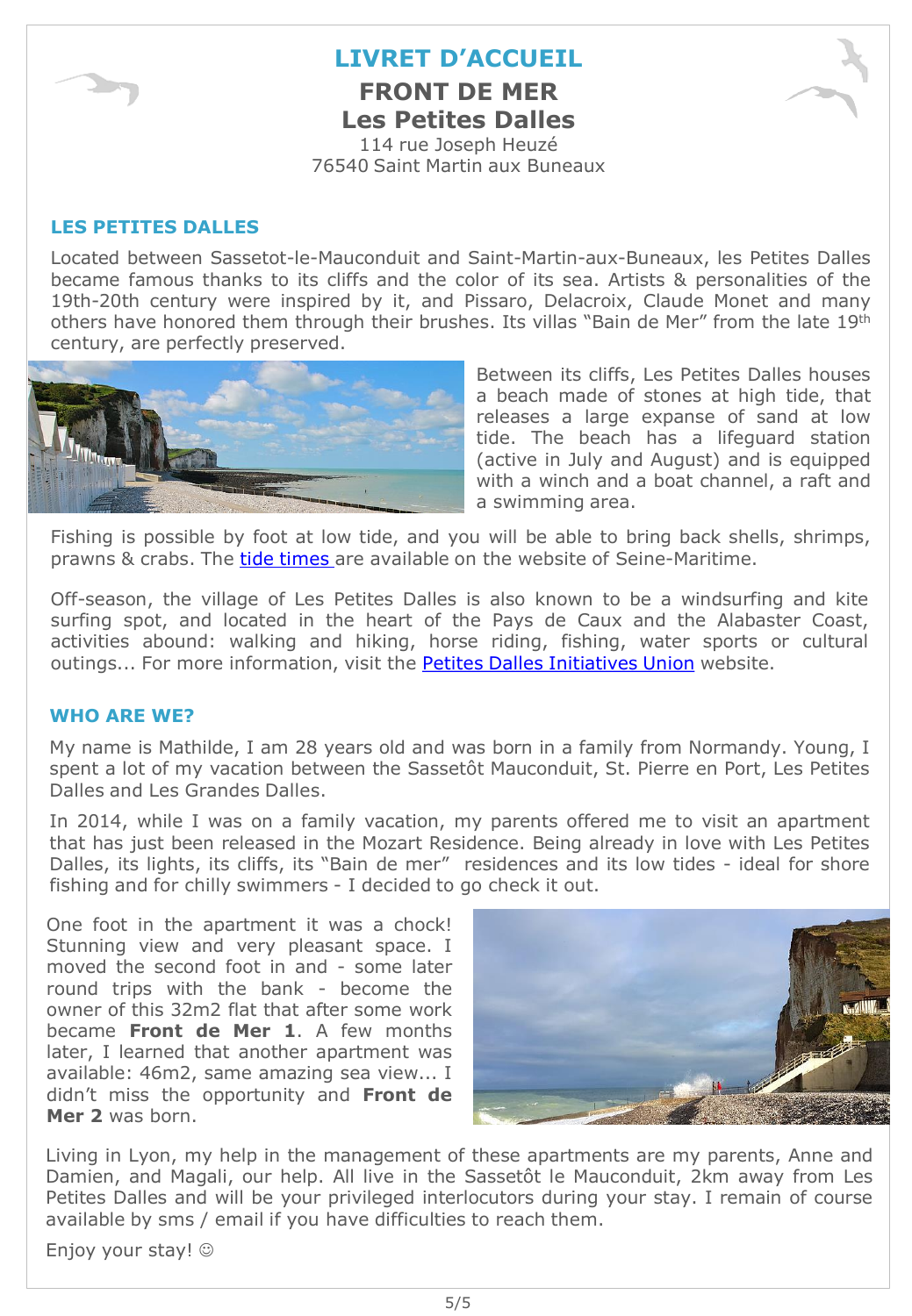# LIVRET D'ACCUEIL

## FRONT DE MER
## Les Petites Dalles

114 rue Joseph Heuzé
76540 Saint Martin aux Buneaux

### LES PETITES DALLES

Located between Sassetot-le-Mauconduit and Saint-Martin-aux-Buneaux, les Petites Dalles became famous thanks to its cliffs and the color of its sea. Artists & personalities of the 19th-20th century were inspired by it, and Pissaro, Delacroix, Claude Monet and many others have honored them through their brushes. Its villas "Bain de Mer" from the late 19th century, are perfectly preserved.

Between its cliffs, Les Petites Dalles houses a beach made of stones at high tide, that releases a large expanse of sand at low tide. The beach has a lifeguard station (active in July and August) and is equipped with a winch and a boat channel, a raft and a swimming area.

Fishing is possible by foot at low tide, and you will be able to bring back shells, shrimps, prawns & crabs. The tide times are available on the website of Seine-Maritime.

Off-season, the village of Les Petites Dalles is also known to be a windsurfing and kite surfing spot, and located in the heart of the Pays de Caux and the Alabaster Coast, activities abound: walking and hiking, horse riding, fishing, water sports or cultural outings... For more information, visit the Petites Dalles Initiatives Union website.

### WHO ARE WE?

My name is Mathilde, I am 28 years old and was born in a family from Normandy. Young, I spent a lot of my vacation between the Sassetôt Mauconduit, St. Pierre en Port, Les Petites Dalles and Les Grandes Dalles.

In 2014, while I was on a family vacation, my parents offered me to visit an apartment that has just been released in the Mozart Residence. Being already in love with Les Petites Dalles, its lights, its cliffs, its "Bain de mer" residences and its low tides - ideal for shore fishing and for chilly swimmers - I decided to go check it out.

One foot in the apartment it was a chock! Stunning view and very pleasant space. I moved the second foot in and - some later round trips with the bank - become the owner of this 32m2 flat that after some work became **Front de Mer 1**. A few months later, I learned that another apartment was available: 46m2, same amazing sea view... I didn't miss the opportunity and **Front de Mer 2** was born.

Living in Lyon, my help in the management of these apartments are my parents, Anne and Damien, and Magali, our help. All live in the Sassetôt le Mauconduit, 2km away from Les Petites Dalles and will be your privileged interlocutors during your stay. I remain of course available by sms / email if you have difficulties to reach them.

Enjoy your stay! ☺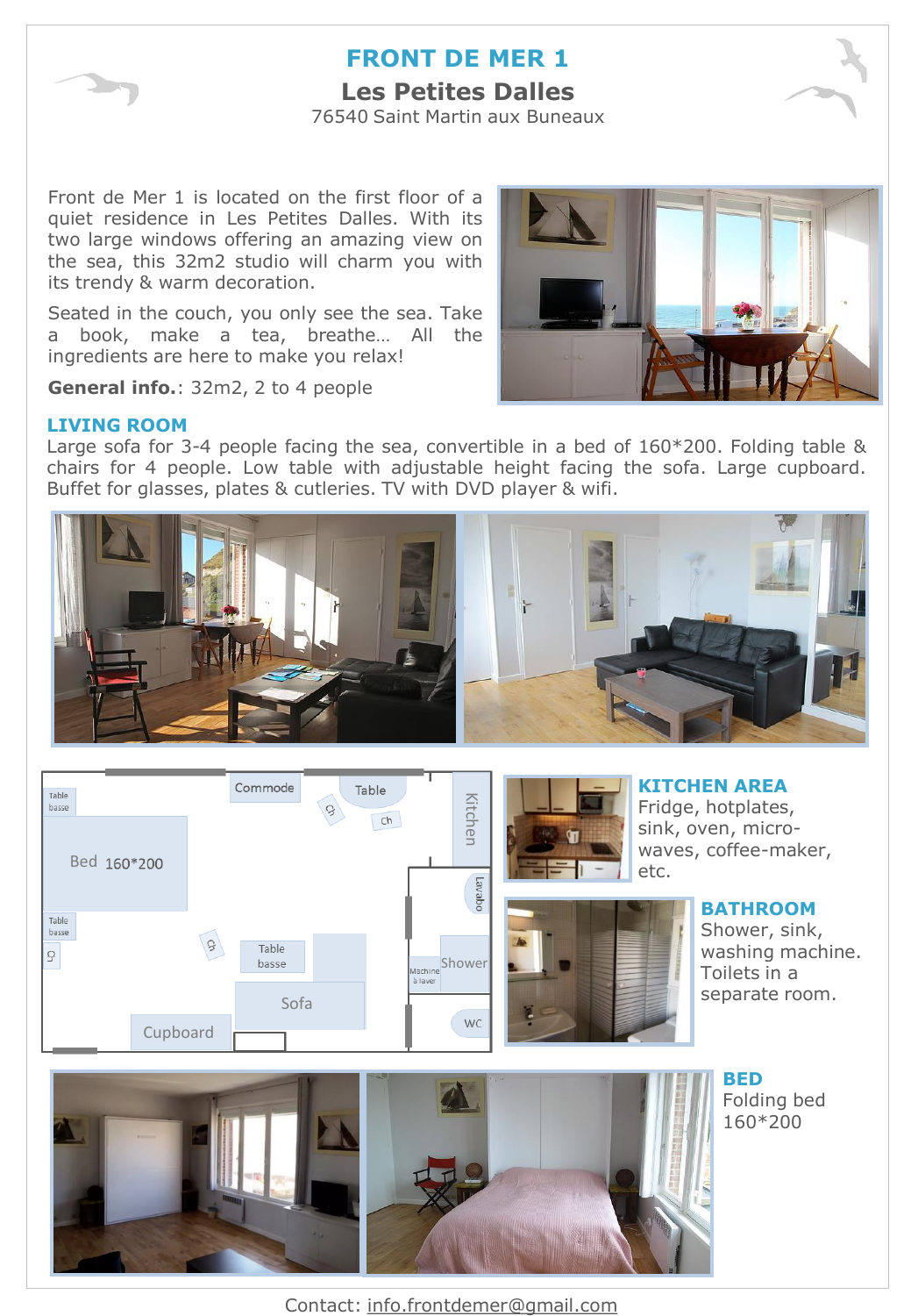# FRONT DE MER 1

## Les Petites Dalles

76540 Saint Martin aux Buneaux

Front de Mer 1 is located on the first floor of a quiet residence in Les Petites Dalles. With its two large windows offering an amazing view on the sea, this 32m2 studio will charm you with its trendy & warm decoration.

Seated in the couch, you only see the sea. Take a book, make a tea, breathe… All the ingredients are here to make you relax!

**General info.**: 32m2, 2 to 4 people

### LIVING ROOM

Large sofa for 3-4 people facing the sea, convertible in a bed of 160*200. Folding table & chairs for 4 people. Low table with adjustable height facing the sofa. Large cupboard. Buffet for glasses, plates & cutleries. TV with DVD player & wifi.

Table basse, Bed 160*200, Table basse, Ch, Commode, Table, Ch, Ch, Kitchen, Lavabo, Ch, Table basse, Sofa, Machine à laver, Shower, WC, Cupboard

### KITCHEN AREA

Fridge, hotplates, sink, oven, micro-waves, coffee-maker, etc.

### BATHROOM

Shower, sink, washing machine. Toilets in a separate room.

### BED

Folding bed 160*200

Contact: info.frontdemer@gmail.com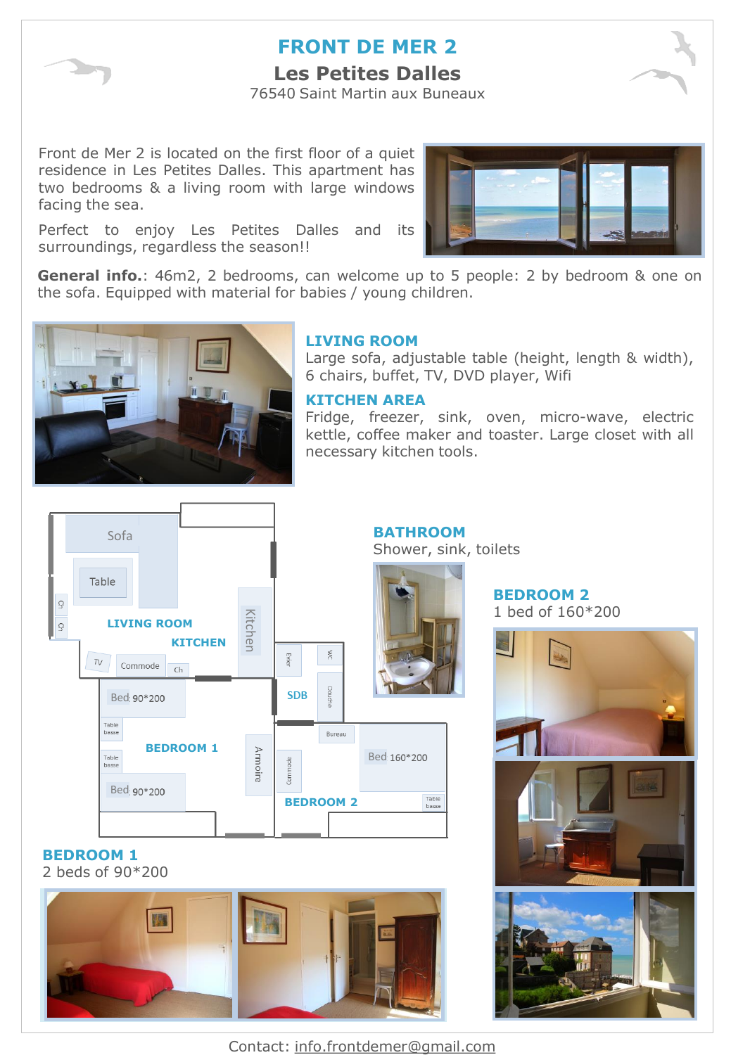# FRONT DE MER 2

## Les Petites Dalles

76540 Saint Martin aux Buneaux

Front de Mer 2 is located on the first floor of a quiet residence in Les Petites Dalles. This apartment has two bedrooms & a living room with large windows facing the sea.

Perfect to enjoy Les Petites Dalles and its surroundings, regardless the season!!

**General info.**: 46m2, 2 bedrooms, can welcome up to 5 people: 2 by bedroom & one on the sofa. Equipped with material for babies / young children.

### LIVING ROOM

Large sofa, adjustable table (height, length & width), 6 chairs, buffet, TV, DVD player, Wifi

### KITCHEN AREA

Fridge, freezer, sink, oven, micro-wave, electric kettle, coffee maker and toaster. Large closet with all necessary kitchen tools.

Sofa
Table
Ch
Ch
LIVING ROOM
KITCHEN
Kitchen
TV
Commode
Ch
Evier
WC
Bed 90*200
SDB
Douche
Table basse
BEDROOM 1
Armoire
Bureau
Table basse
Commode
Bed 160*200
Bed 90*200
BEDROOM 2
Table basse

### BATHROOM

Shower, sink, toilets

### BEDROOM 2

1 bed of 160*200

### BEDROOM 1

2 beds of 90*200

Contact: info.frontdemer@gmail.com